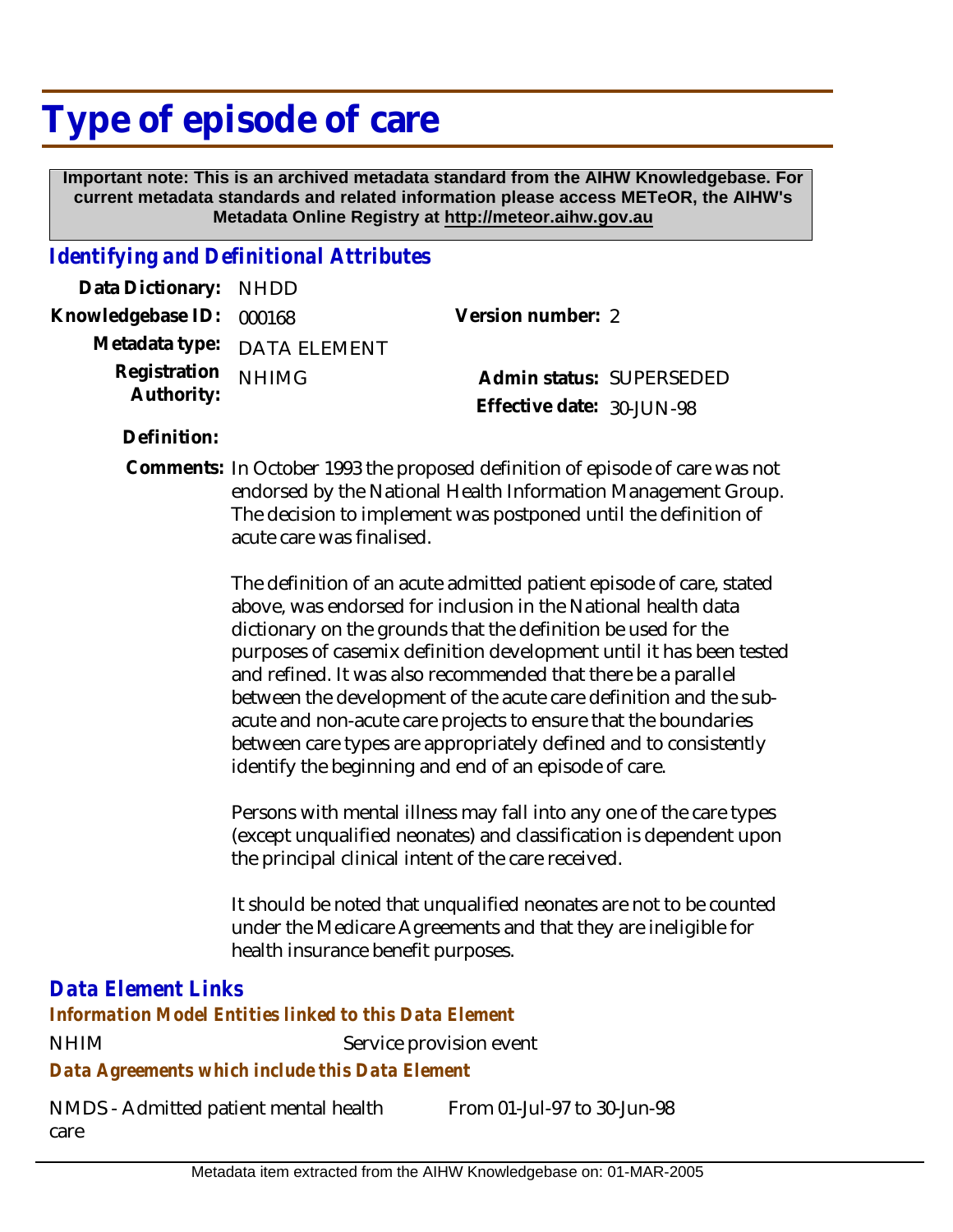# Type of episode of care

**Important note: This is an archived metadata standard from the AIHW Knowledgebase. For current metadata standards and related information please access METeOR, the AIHW's Metadata Online Registry at http://meteor.aihw.gov.au**

## *Identifying and Definitional Attributes*

| | | | |
|---|---|---|---|
| **Data Dictionary:** | NHDD | | |
| **Knowledgebase ID:** | 000168 | **Version number:** | 2 |
| **Metadata type:** | DATA ELEMENT | | |
| **Registration Authority:** | NHIMG | **Admin status:** | SUPERSEDED |
| | | **Effective date:** | 30-JUN-98 |

**Definition:**

**Comments:** In October 1993 the proposed definition of episode of care was not endorsed by the National Health Information Management Group. The decision to implement was postponed until the definition of acute care was finalised.

The definition of an acute admitted patient episode of care, stated above, was endorsed for inclusion in the National health data dictionary on the grounds that the definition be used for the purposes of casemix definition development until it has been tested and refined. It was also recommended that there be a parallel between the development of the acute care definition and the sub-acute and non-acute care projects to ensure that the boundaries between care types are appropriately defined and to consistently identify the beginning and end of an episode of care.

Persons with mental illness may fall into any one of the care types (except unqualified neonates) and classification is dependent upon the principal clinical intent of the care received.

It should be noted that unqualified neonates are not to be counted under the Medicare Agreements and that they are ineligible for health insurance benefit purposes.

## *Data Element Links*

### *Information Model Entities linked to this Data Element*

| | |
|---|---|
| NHIM | Service provision event |

### *Data Agreements which include this Data Element*

| | |
|---|---|
| NMDS - Admitted patient mental health care | From 01-Jul-97 to 30-Jun-98 |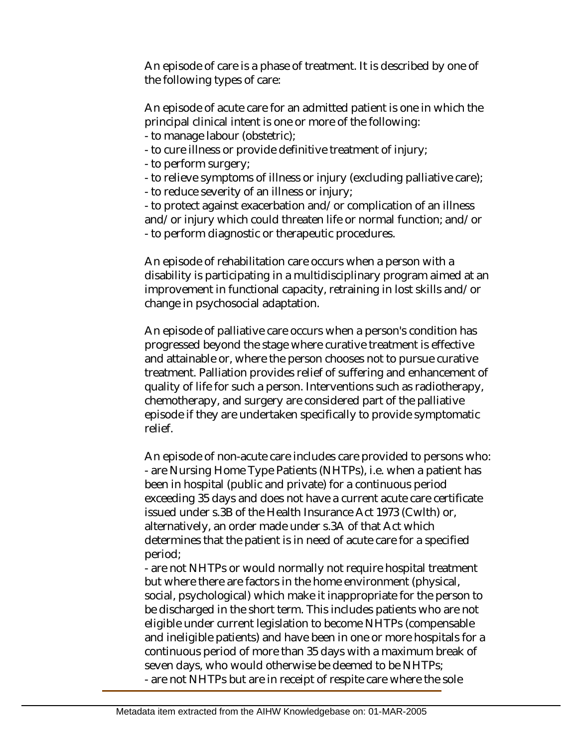An episode of care is a phase of treatment. It is described by one of the following types of care:

An episode of acute care for an admitted patient is one in which the principal clinical intent is one or more of the following:
- to manage labour (obstetric);
- to cure illness or provide definitive treatment of injury;
- to perform surgery;
- to relieve symptoms of illness or injury (excluding palliative care);
- to reduce severity of an illness or injury;
- to protect against exacerbation and/or complication of an illness and/or injury which could threaten life or normal function; and/or
- to perform diagnostic or therapeutic procedures.

An episode of rehabilitation care occurs when a person with a disability is participating in a multidisciplinary program aimed at an improvement in functional capacity, retraining in lost skills and/or change in psychosocial adaptation.

An episode of palliative care occurs when a person's condition has progressed beyond the stage where curative treatment is effective and attainable or, where the person chooses not to pursue curative treatment. Palliation provides relief of suffering and enhancement of quality of life for such a person. Interventions such as radiotherapy, chemotherapy, and surgery are considered part of the palliative episode if they are undertaken specifically to provide symptomatic relief.

An episode of non-acute care includes care provided to persons who:
- are Nursing Home Type Patients (NHTPs), i.e. when a patient has been in hospital (public and private) for a continuous period exceeding 35 days and does not have a current acute care certificate issued under s.3B of the Health Insurance Act 1973 (Cwlth) or, alternatively, an order made under s.3A of that Act which determines that the patient is in need of acute care for a specified period;
- are not NHTPs or would normally not require hospital treatment but where there are factors in the home environment (physical, social, psychological) which make it inappropriate for the person to be discharged in the short term. This includes patients who are not eligible under current legislation to become NHTPs (compensable and ineligible patients) and have been in one or more hospitals for a continuous period of more than 35 days with a maximum break of seven days, who would otherwise be deemed to be NHTPs;
- are not NHTPs but are in receipt of respite care where the sole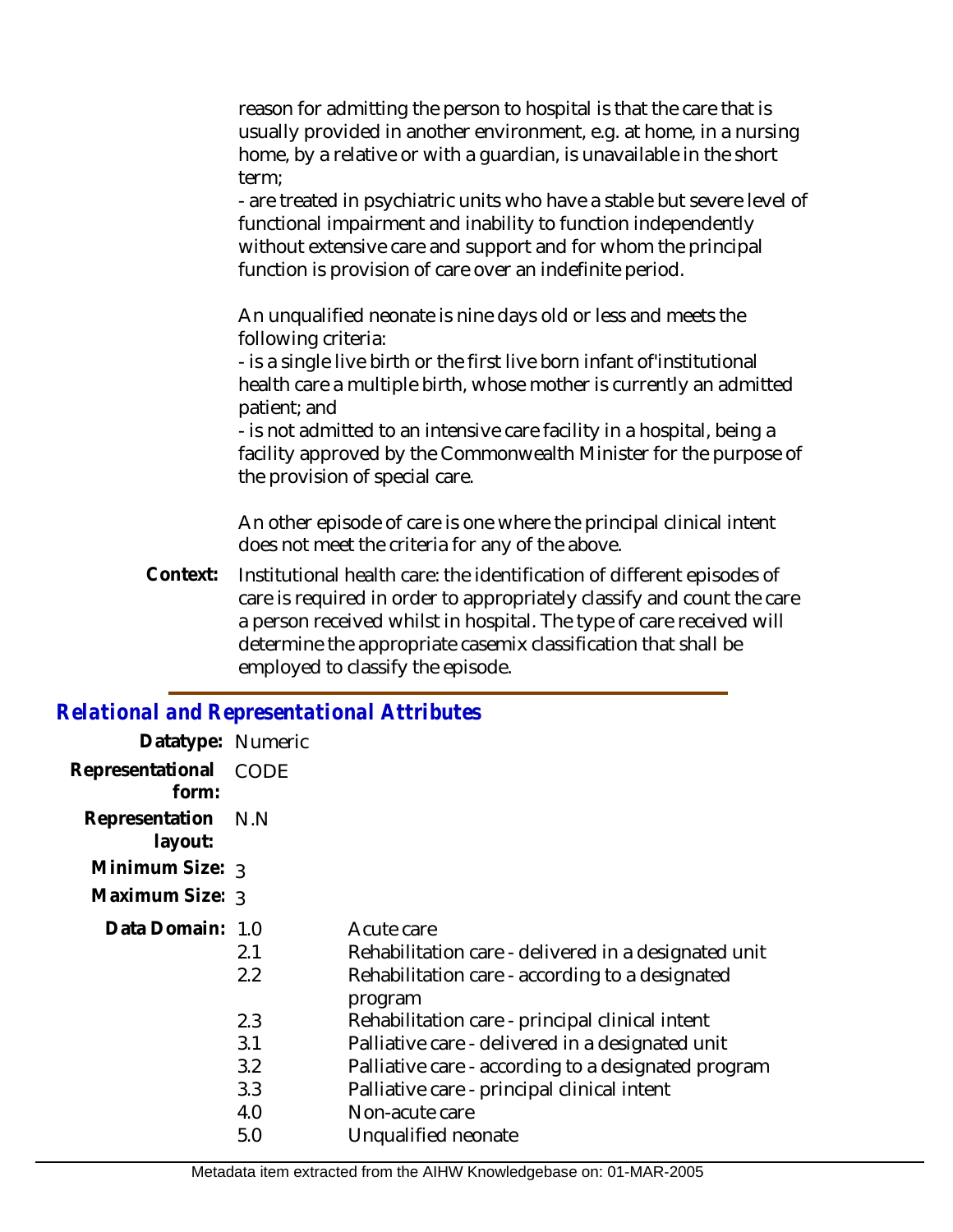reason for admitting the person to hospital is that the care that is usually provided in another environment, e.g. at home, in a nursing home, by a relative or with a guardian, is unavailable in the short term;

- are treated in psychiatric units who have a stable but severe level of functional impairment and inability to function independently without extensive care and support and for whom the principal function is provision of care over an indefinite period.

An unqualified neonate is nine days old or less and meets the following criteria:

- is a single live birth or the first live born infant of'institutional health care a multiple birth, whose mother is currently an admitted patient; and
- is not admitted to an intensive care facility in a hospital, being a facility approved by the Commonwealth Minister for the purpose of the provision of special care.

An other episode of care is one where the principal clinical intent does not meet the criteria for any of the above.

**Context:** Institutional health care: the identification of different episodes of care is required in order to appropriately classify and count the care a person received whilst in hospital. The type of care received will determine the appropriate casemix classification that shall be employed to classify the episode.

## *Relational and Representational Attributes*

**Datatype:** Numeric

**Representational form:** CODE

**Representation layout:** N.N

**Minimum Size:** 3

**Maximum Size:** 3

**Data Domain:**

| Code | Description |
|---|---|
| 1.0 | Acute care |
| 2.1 | Rehabilitation care - delivered in a designated unit |
| 2.2 | Rehabilitation care - according to a designated program |
| 2.3 | Rehabilitation care - principal clinical intent |
| 3.1 | Palliative care - delivered in a designated unit |
| 3.2 | Palliative care - according to a designated program |
| 3.3 | Palliative care - principal clinical intent |
| 4.0 | Non-acute care |
| 5.0 | Unqualified neonate |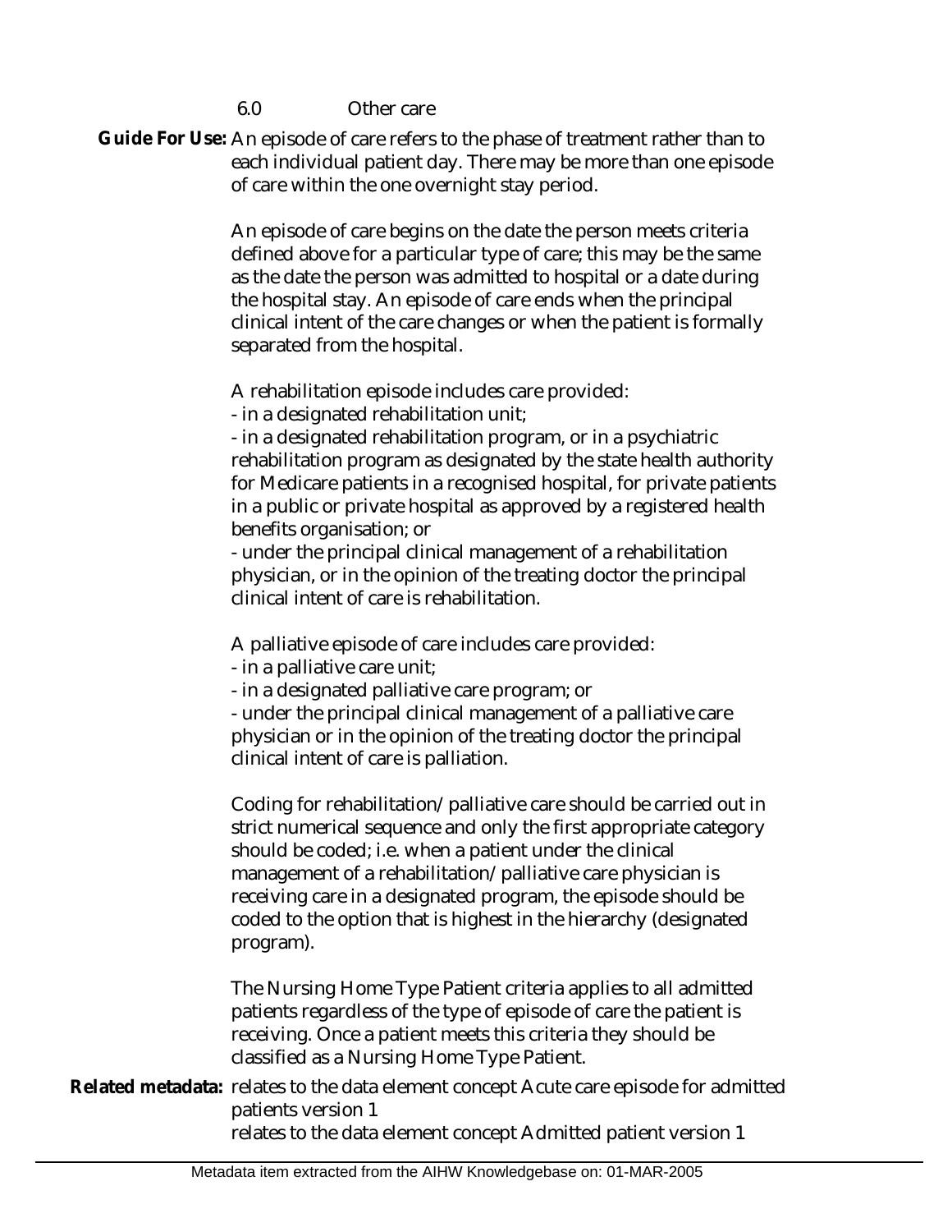6.0 Other care

**Guide For Use:** An episode of care refers to the phase of treatment rather than to each individual patient day. There may be more than one episode of care within the one overnight stay period.

An episode of care begins on the date the person meets criteria defined above for a particular type of care; this may be the same as the date the person was admitted to hospital or a date during the hospital stay. An episode of care ends when the principal clinical intent of the care changes or when the patient is formally separated from the hospital.

A rehabilitation episode includes care provided:
- in a designated rehabilitation unit;
- in a designated rehabilitation program, or in a psychiatric rehabilitation program as designated by the state health authority for Medicare patients in a recognised hospital, for private patients in a public or private hospital as approved by a registered health benefits organisation; or
- under the principal clinical management of a rehabilitation physician, or in the opinion of the treating doctor the principal clinical intent of care is rehabilitation.

A palliative episode of care includes care provided:
- in a palliative care unit;
- in a designated palliative care program; or
- under the principal clinical management of a palliative care physician or in the opinion of the treating doctor the principal clinical intent of care is palliation.

Coding for rehabilitation/palliative care should be carried out in strict numerical sequence and only the first appropriate category should be coded; i.e. when a patient under the clinical management of a rehabilitation/palliative care physician is receiving care in a designated program, the episode should be coded to the option that is highest in the hierarchy (designated program).

The Nursing Home Type Patient criteria applies to all admitted patients regardless of the type of episode of care the patient is receiving. Once a patient meets this criteria they should be classified as a Nursing Home Type Patient.

**Related metadata:** relates to the data element concept Acute care episode for admitted patients version 1
relates to the data element concept Admitted patient version 1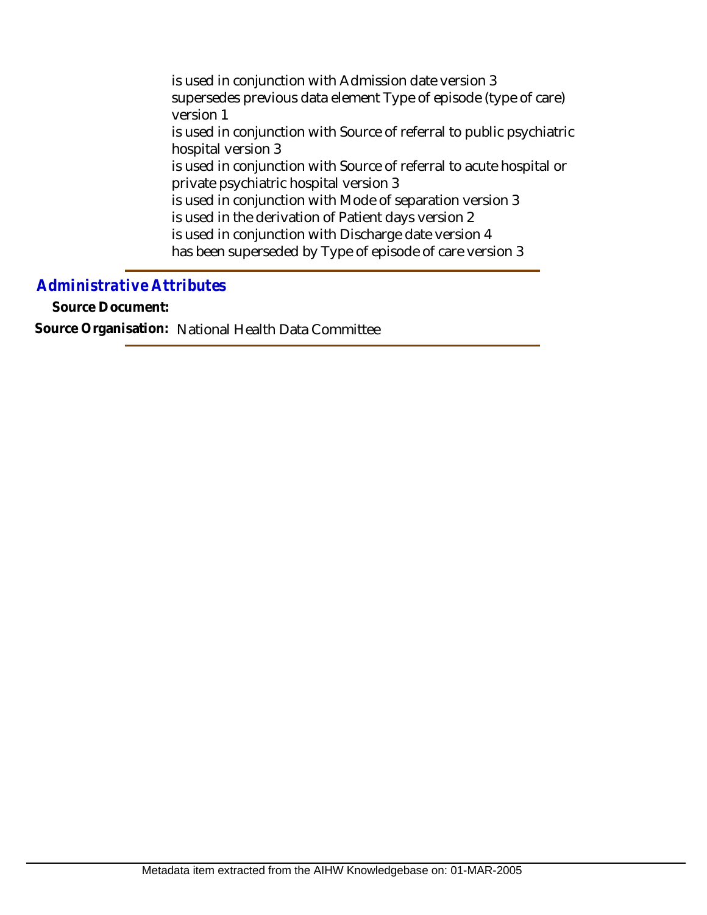is used in conjunction with Admission date version 3
supersedes previous data element Type of episode (type of care) version 1
is used in conjunction with Source of referral to public psychiatric hospital version 3
is used in conjunction with Source of referral to acute hospital or private psychiatric hospital version 3
is used in conjunction with Mode of separation version 3
is used in the derivation of Patient days version 2
is used in conjunction with Discharge date version 4
has been superseded by Type of episode of care version 3

## Administrative Attributes

**Source Document:**

**Source Organisation:** National Health Data Committee